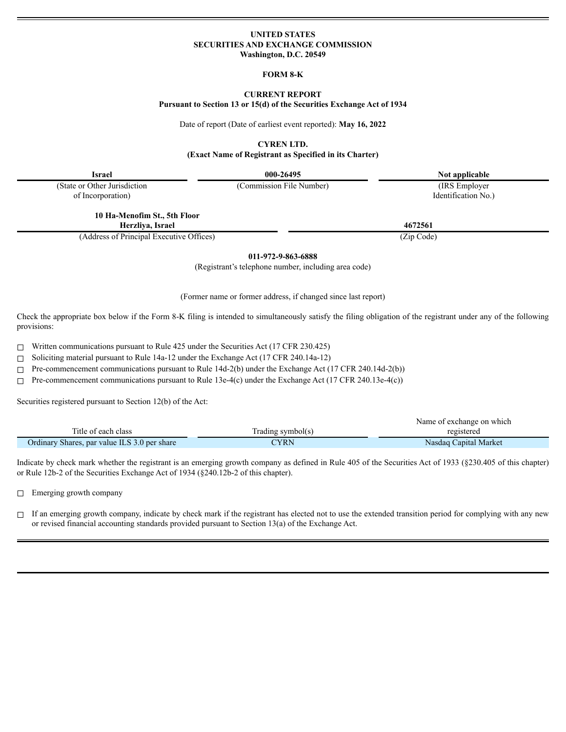**UNITED STATES**
**SECURITIES AND EXCHANGE COMMISSION**
**Washington, D.C. 20549**

**FORM 8-K**

**CURRENT REPORT**
**Pursuant to Section 13 or 15(d) of the Securities Exchange Act of 1934**

Date of report (Date of earliest event reported): **May 16, 2022**

**CYREN LTD.**
**(Exact Name of Registrant as Specified in its Charter)**

| **Israel** | **000-26495** | **Not applicable** |
|---|---|---|
| (State or Other Jurisdiction of Incorporation) | (Commission File Number) | (IRS Employer Identification No.) |

| **10 Ha-Menofim St., 5th Floor Herzliya, Israel** | **4672561** |
|---|---|
| (Address of Principal Executive Offices) | (Zip Code) |

**011-972-9-863-6888**
(Registrant's telephone number, including area code)

(Former name or former address, if changed since last report)

Check the appropriate box below if the Form 8-K filing is intended to simultaneously satisfy the filing obligation of the registrant under any of the following provisions:

☐ Written communications pursuant to Rule 425 under the Securities Act (17 CFR 230.425)

☐ Soliciting material pursuant to Rule 14a-12 under the Exchange Act (17 CFR 240.14a-12)

☐ Pre-commencement communications pursuant to Rule 14d-2(b) under the Exchange Act (17 CFR 240.14d-2(b))

☐ Pre-commencement communications pursuant to Rule 13e-4(c) under the Exchange Act (17 CFR 240.13e-4(c))

Securities registered pursuant to Section 12(b) of the Act:

| Title of each class | Trading symbol(s) | Name of exchange on which registered |
|---|---|---|
| Ordinary Shares, par value ILS 3.0 per share | CYRN | Nasdaq Capital Market |

Indicate by check mark whether the registrant is an emerging growth company as defined in Rule 405 of the Securities Act of 1933 (§230.405 of this chapter) or Rule 12b-2 of the Securities Exchange Act of 1934 (§240.12b-2 of this chapter).

☐ Emerging growth company

☐ If an emerging growth company, indicate by check mark if the registrant has elected not to use the extended transition period for complying with any new or revised financial accounting standards provided pursuant to Section 13(a) of the Exchange Act.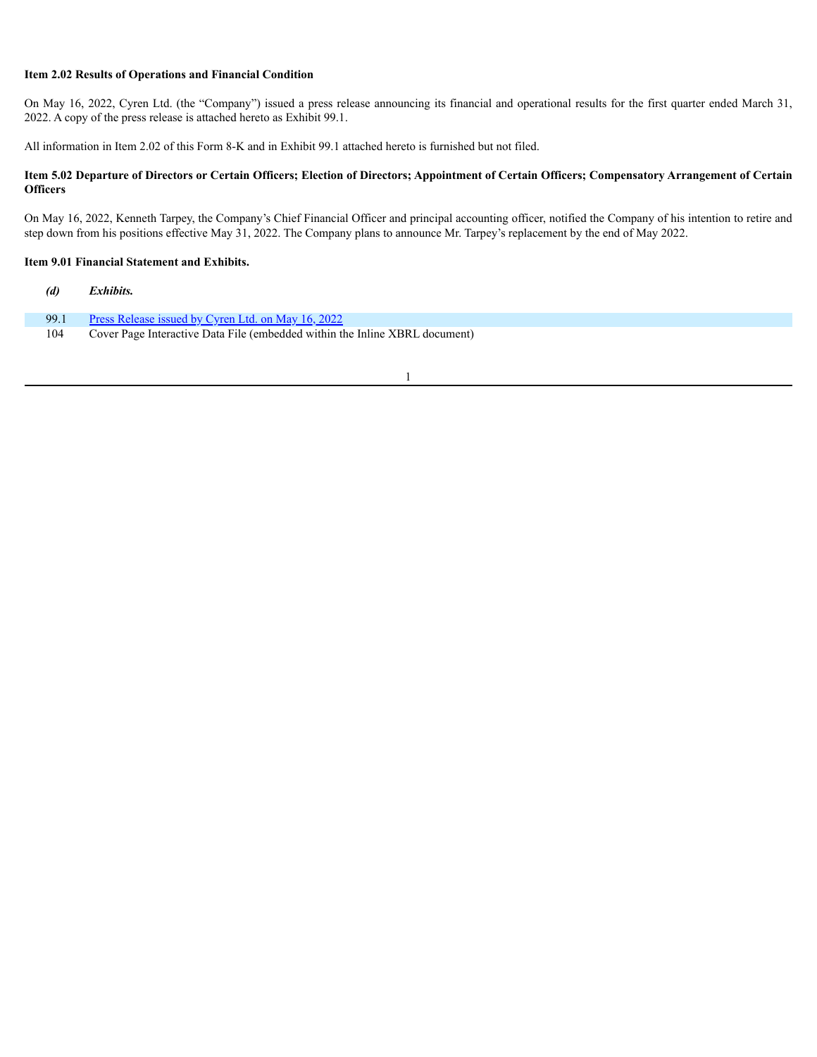**Item 2.02 Results of Operations and Financial Condition**

On May 16, 2022, Cyren Ltd. (the "Company") issued a press release announcing its financial and operational results for the first quarter ended March 31, 2022. A copy of the press release is attached hereto as Exhibit 99.1.

All information in Item 2.02 of this Form 8-K and in Exhibit 99.1 attached hereto is furnished but not filed.

**Item 5.02 Departure of Directors or Certain Officers; Election of Directors; Appointment of Certain Officers; Compensatory Arrangement of Certain Officers**

On May 16, 2022, Kenneth Tarpey, the Company's Chief Financial Officer and principal accounting officer, notified the Company of his intention to retire and step down from his positions effective May 31, 2022. The Company plans to announce Mr. Tarpey's replacement by the end of May 2022.

**Item 9.01 Financial Statement and Exhibits.**

***(d) Exhibits.***

| | |
|---|---|
| 99.1 | Press Release issued by Cyren Ltd. on May 16, 2022 |
| 104 | Cover Page Interactive Data File (embedded within the Inline XBRL document) |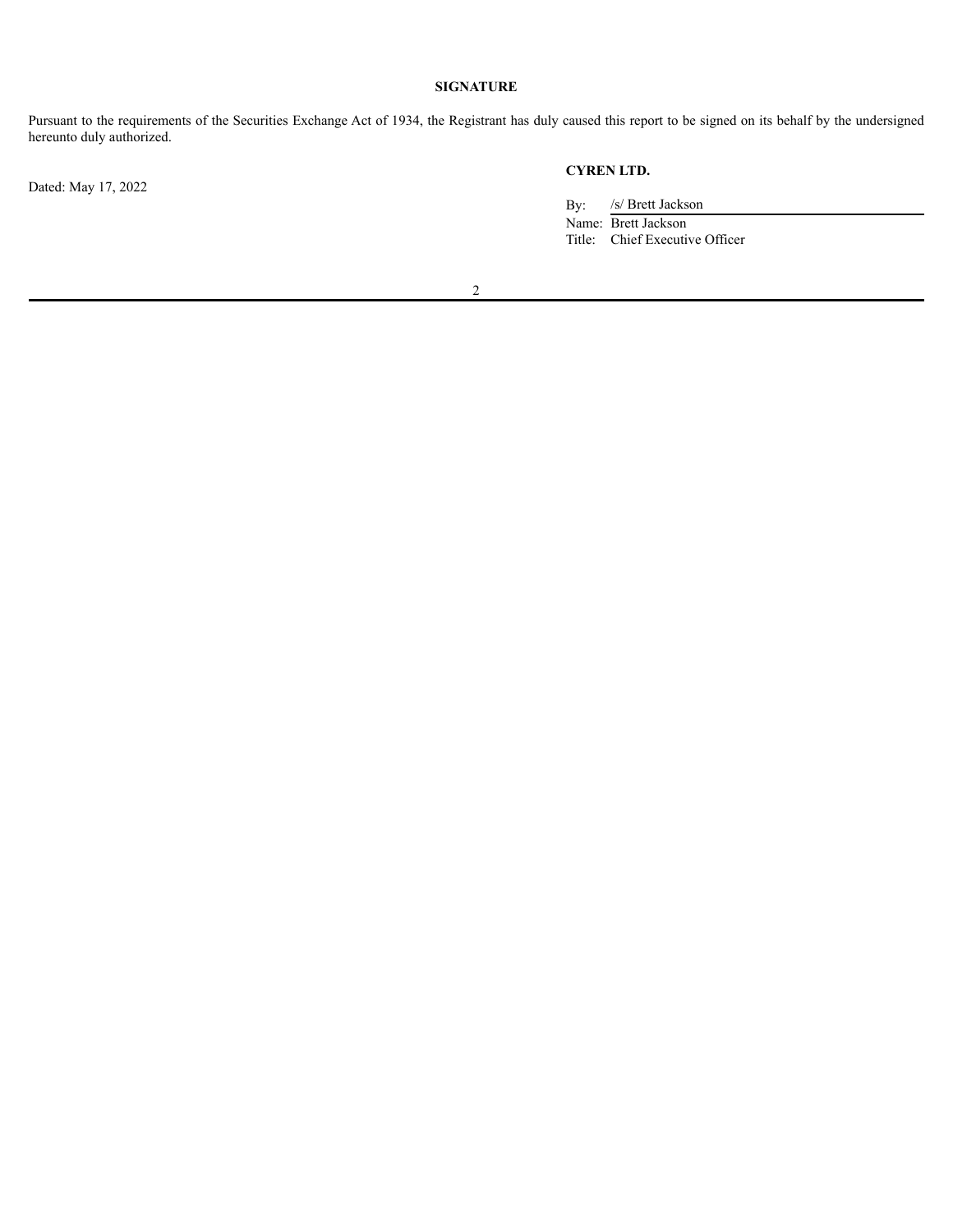**SIGNATURE**

Pursuant to the requirements of the Securities Exchange Act of 1934, the Registrant has duly caused this report to be signed on its behalf by the undersigned hereunto duly authorized.

Dated: May 17, 2022

**CYREN LTD.**

By: /s/ Brett Jackson
Name: Brett Jackson
Title: Chief Executive Officer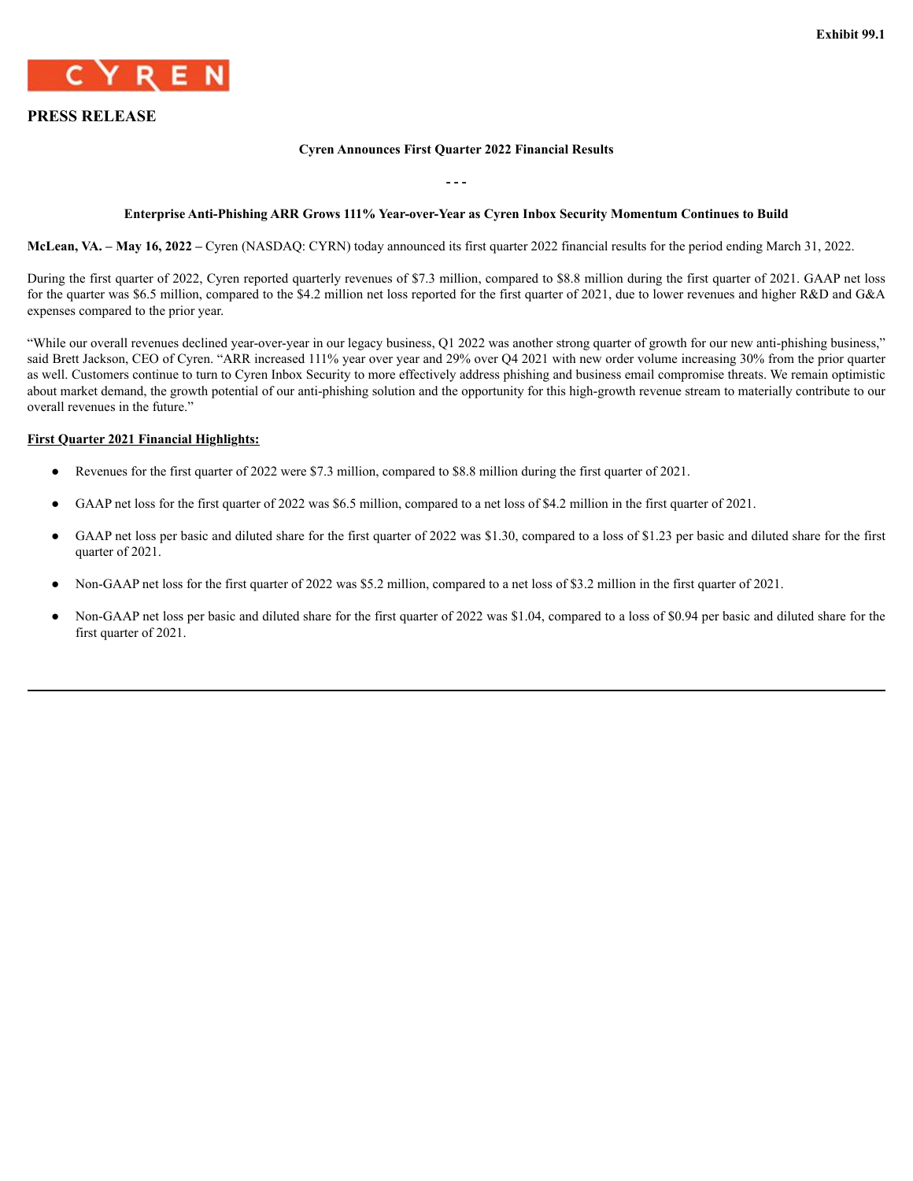Exhibit 99.1

CYREN

**PRESS RELEASE**

**Cyren Announces First Quarter 2022 Financial Results**

\- - -

**Enterprise Anti-Phishing ARR Grows 111% Year-over-Year as Cyren Inbox Security Momentum Continues to Build**

**McLean, VA. – May 16, 2022 –** Cyren (NASDAQ: CYRN) today announced its first quarter 2022 financial results for the period ending March 31, 2022.

During the first quarter of 2022, Cyren reported quarterly revenues of $7.3 million, compared to $8.8 million during the first quarter of 2021. GAAP net loss for the quarter was $6.5 million, compared to the $4.2 million net loss reported for the first quarter of 2021, due to lower revenues and higher R&D and G&A expenses compared to the prior year.

"While our overall revenues declined year-over-year in our legacy business, Q1 2022 was another strong quarter of growth for our new anti-phishing business," said Brett Jackson, CEO of Cyren. "ARR increased 111% year over year and 29% over Q4 2021 with new order volume increasing 30% from the prior quarter as well. Customers continue to turn to Cyren Inbox Security to more effectively address phishing and business email compromise threats. We remain optimistic about market demand, the growth potential of our anti-phishing solution and the opportunity for this high-growth revenue stream to materially contribute to our overall revenues in the future."

**First Quarter 2021 Financial Highlights:**

- Revenues for the first quarter of 2022 were $7.3 million, compared to $8.8 million during the first quarter of 2021.
- GAAP net loss for the first quarter of 2022 was $6.5 million, compared to a net loss of $4.2 million in the first quarter of 2021.
- GAAP net loss per basic and diluted share for the first quarter of 2022 was $1.30, compared to a loss of $1.23 per basic and diluted share for the first quarter of 2021.
- Non-GAAP net loss for the first quarter of 2022 was $5.2 million, compared to a net loss of $3.2 million in the first quarter of 2021.
- Non-GAAP net loss per basic and diluted share for the first quarter of 2022 was $1.04, compared to a loss of $0.94 per basic and diluted share for the first quarter of 2021.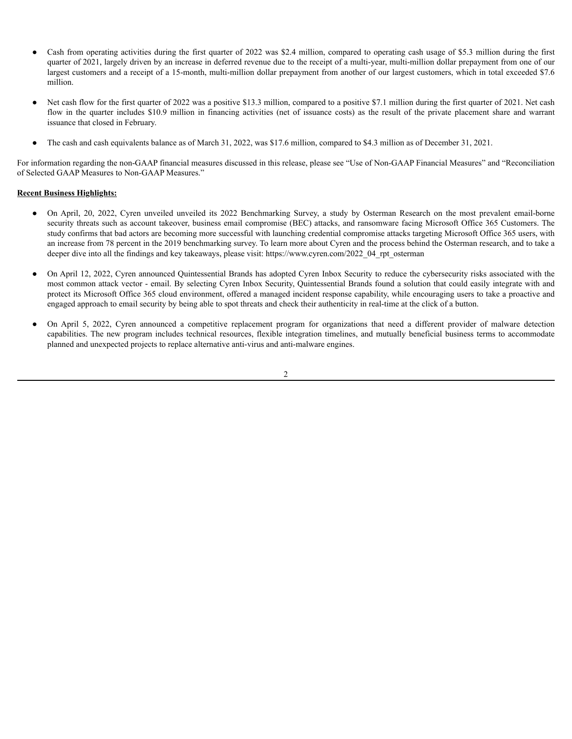- Cash from operating activities during the first quarter of 2022 was $2.4 million, compared to operating cash usage of $5.3 million during the first quarter of 2021, largely driven by an increase in deferred revenue due to the receipt of a multi-year, multi-million dollar prepayment from one of our largest customers and a receipt of a 15-month, multi-million dollar prepayment from another of our largest customers, which in total exceeded $7.6 million.

- Net cash flow for the first quarter of 2022 was a positive $13.3 million, compared to a positive $7.1 million during the first quarter of 2021. Net cash flow in the quarter includes $10.9 million in financing activities (net of issuance costs) as the result of the private placement share and warrant issuance that closed in February.

- The cash and cash equivalents balance as of March 31, 2022, was $17.6 million, compared to $4.3 million as of December 31, 2021.

For information regarding the non-GAAP financial measures discussed in this release, please see "Use of Non-GAAP Financial Measures" and "Reconciliation of Selected GAAP Measures to Non-GAAP Measures."

**Recent Business Highlights:**

- On April, 20, 2022, Cyren unveiled unveiled its 2022 Benchmarking Survey, a study by Osterman Research on the most prevalent email-borne security threats such as account takeover, business email compromise (BEC) attacks, and ransomware facing Microsoft Office 365 Customers. The study confirms that bad actors are becoming more successful with launching credential compromise attacks targeting Microsoft Office 365 users, with an increase from 78 percent in the 2019 benchmarking survey. To learn more about Cyren and the process behind the Osterman research, and to take a deeper dive into all the findings and key takeaways, please visit: https://www.cyren.com/2022_04_rpt_osterman

- On April 12, 2022, Cyren announced Quintessential Brands has adopted Cyren Inbox Security to reduce the cybersecurity risks associated with the most common attack vector - email. By selecting Cyren Inbox Security, Quintessential Brands found a solution that could easily integrate with and protect its Microsoft Office 365 cloud environment, offered a managed incident response capability, while encouraging users to take a proactive and engaged approach to email security by being able to spot threats and check their authenticity in real-time at the click of a button.

- On April 5, 2022, Cyren announced a competitive replacement program for organizations that need a different provider of malware detection capabilities. The new program includes technical resources, flexible integration timelines, and mutually beneficial business terms to accommodate planned and unexpected projects to replace alternative anti-virus and anti-malware engines.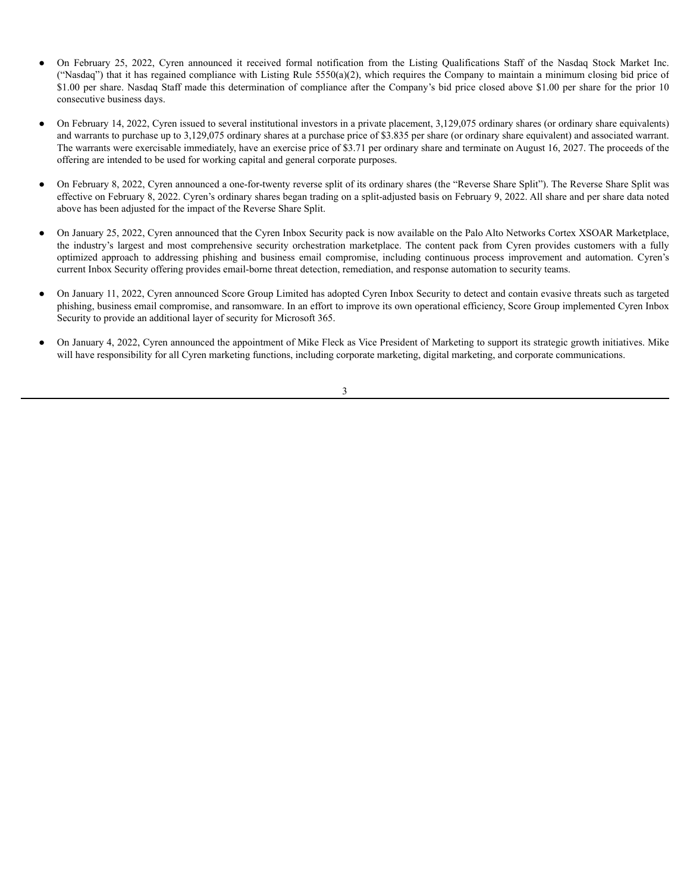- On February 25, 2022, Cyren announced it received formal notification from the Listing Qualifications Staff of the Nasdaq Stock Market Inc. ("Nasdaq") that it has regained compliance with Listing Rule 5550(a)(2), which requires the Company to maintain a minimum closing bid price of $1.00 per share. Nasdaq Staff made this determination of compliance after the Company's bid price closed above $1.00 per share for the prior 10 consecutive business days.

- On February 14, 2022, Cyren issued to several institutional investors in a private placement, 3,129,075 ordinary shares (or ordinary share equivalents) and warrants to purchase up to 3,129,075 ordinary shares at a purchase price of $3.835 per share (or ordinary share equivalent) and associated warrant. The warrants were exercisable immediately, have an exercise price of $3.71 per ordinary share and terminate on August 16, 2027. The proceeds of the offering are intended to be used for working capital and general corporate purposes.

- On February 8, 2022, Cyren announced a one-for-twenty reverse split of its ordinary shares (the "Reverse Share Split"). The Reverse Share Split was effective on February 8, 2022. Cyren's ordinary shares began trading on a split-adjusted basis on February 9, 2022. All share and per share data noted above has been adjusted for the impact of the Reverse Share Split.

- On January 25, 2022, Cyren announced that the Cyren Inbox Security pack is now available on the Palo Alto Networks Cortex XSOAR Marketplace, the industry's largest and most comprehensive security orchestration marketplace. The content pack from Cyren provides customers with a fully optimized approach to addressing phishing and business email compromise, including continuous process improvement and automation. Cyren's current Inbox Security offering provides email-borne threat detection, remediation, and response automation to security teams.

- On January 11, 2022, Cyren announced Score Group Limited has adopted Cyren Inbox Security to detect and contain evasive threats such as targeted phishing, business email compromise, and ransomware. In an effort to improve its own operational efficiency, Score Group implemented Cyren Inbox Security to provide an additional layer of security for Microsoft 365.

- On January 4, 2022, Cyren announced the appointment of Mike Fleck as Vice President of Marketing to support its strategic growth initiatives. Mike will have responsibility for all Cyren marketing functions, including corporate marketing, digital marketing, and corporate communications.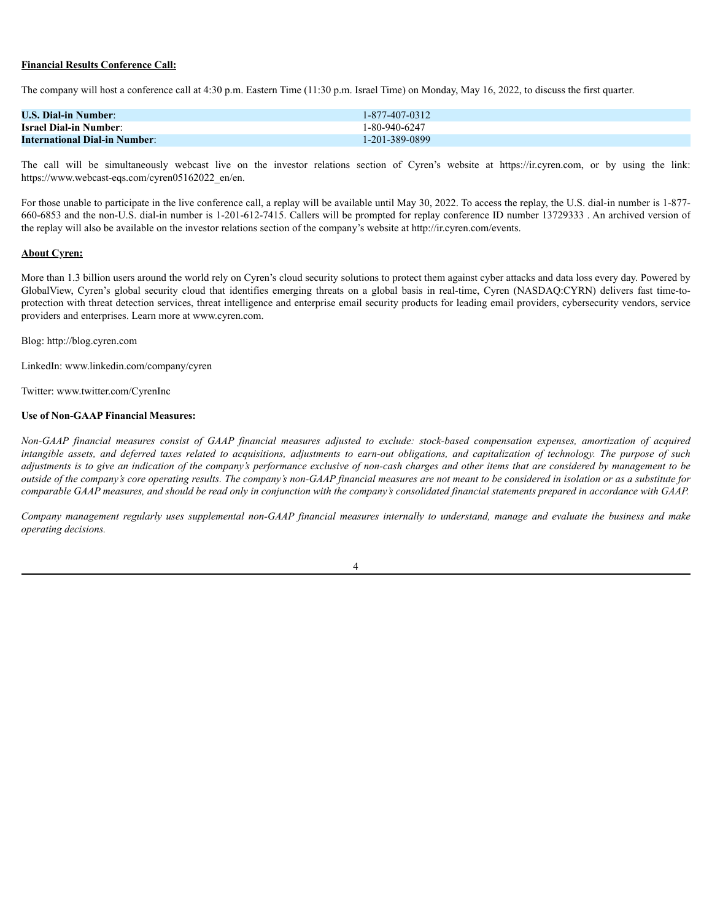**Financial Results Conference Call:**

The company will host a conference call at 4:30 p.m. Eastern Time (11:30 p.m. Israel Time) on Monday, May 16, 2022, to discuss the first quarter.

| | |
|---|---|
| **U.S. Dial-in Number**: | 1-877-407-0312 |
| **Israel Dial-in Number**: | 1-80-940-6247 |
| **International Dial-in Number**: | 1-201-389-0899 |

The call will be simultaneously webcast live on the investor relations section of Cyren's website at https://ir.cyren.com, or by using the link: https://www.webcast-eqs.com/cyren05162022_en/en.

For those unable to participate in the live conference call, a replay will be available until May 30, 2022. To access the replay, the U.S. dial-in number is 1-877-660-6853 and the non-U.S. dial-in number is 1-201-612-7415. Callers will be prompted for replay conference ID number 13729333 . An archived version of the replay will also be available on the investor relations section of the company's website at http://ir.cyren.com/events.

**About Cyren:**

More than 1.3 billion users around the world rely on Cyren's cloud security solutions to protect them against cyber attacks and data loss every day. Powered by GlobalView, Cyren's global security cloud that identifies emerging threats on a global basis in real-time, Cyren (NASDAQ:CYRN) delivers fast time-to-protection with threat detection services, threat intelligence and enterprise email security products for leading email providers, cybersecurity vendors, service providers and enterprises. Learn more at www.cyren.com.

Blog: http://blog.cyren.com

LinkedIn: www.linkedin.com/company/cyren

Twitter: www.twitter.com/CyrenInc

**Use of Non-GAAP Financial Measures:**

*Non-GAAP financial measures consist of GAAP financial measures adjusted to exclude: stock-based compensation expenses, amortization of acquired intangible assets, and deferred taxes related to acquisitions, adjustments to earn-out obligations, and capitalization of technology. The purpose of such adjustments is to give an indication of the company's performance exclusive of non-cash charges and other items that are considered by management to be outside of the company's core operating results. The company's non-GAAP financial measures are not meant to be considered in isolation or as a substitute for comparable GAAP measures, and should be read only in conjunction with the company's consolidated financial statements prepared in accordance with GAAP.*

*Company management regularly uses supplemental non-GAAP financial measures internally to understand, manage and evaluate the business and make operating decisions.*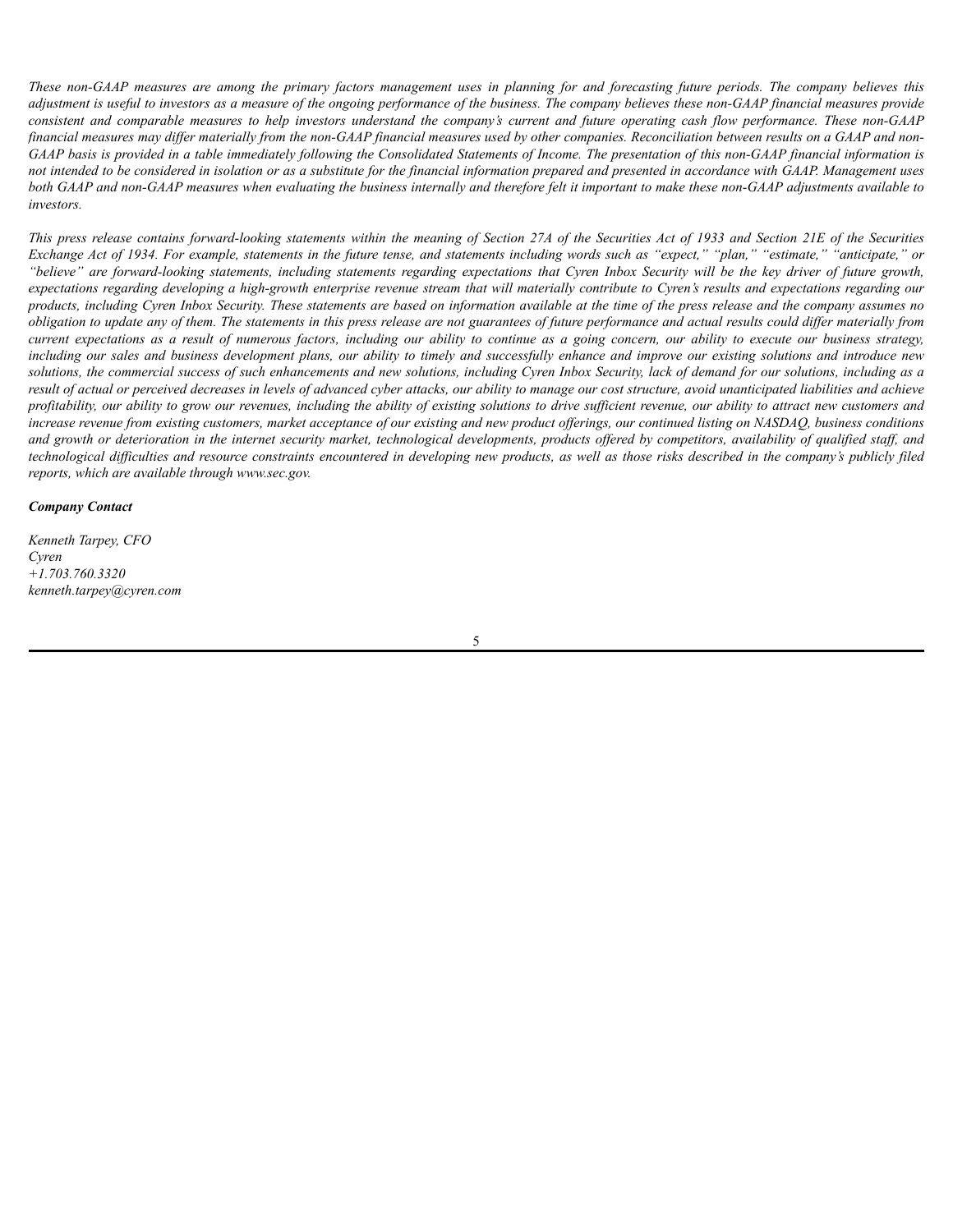*These non-GAAP measures are among the primary factors management uses in planning for and forecasting future periods. The company believes this adjustment is useful to investors as a measure of the ongoing performance of the business. The company believes these non-GAAP financial measures provide consistent and comparable measures to help investors understand the company's current and future operating cash flow performance. These non-GAAP financial measures may differ materially from the non-GAAP financial measures used by other companies. Reconciliation between results on a GAAP and non-GAAP basis is provided in a table immediately following the Consolidated Statements of Income. The presentation of this non-GAAP financial information is not intended to be considered in isolation or as a substitute for the financial information prepared and presented in accordance with GAAP. Management uses both GAAP and non-GAAP measures when evaluating the business internally and therefore felt it important to make these non-GAAP adjustments available to investors.*

*This press release contains forward-looking statements within the meaning of Section 27A of the Securities Act of 1933 and Section 21E of the Securities Exchange Act of 1934. For example, statements in the future tense, and statements including words such as "expect," "plan," "estimate," "anticipate," or "believe" are forward-looking statements, including statements regarding expectations that Cyren Inbox Security will be the key driver of future growth, expectations regarding developing a high-growth enterprise revenue stream that will materially contribute to Cyren's results and expectations regarding our products, including Cyren Inbox Security. These statements are based on information available at the time of the press release and the company assumes no obligation to update any of them. The statements in this press release are not guarantees of future performance and actual results could differ materially from current expectations as a result of numerous factors, including our ability to continue as a going concern, our ability to execute our business strategy, including our sales and business development plans, our ability to timely and successfully enhance and improve our existing solutions and introduce new solutions, the commercial success of such enhancements and new solutions, including Cyren Inbox Security, lack of demand for our solutions, including as a result of actual or perceived decreases in levels of advanced cyber attacks, our ability to manage our cost structure, avoid unanticipated liabilities and achieve profitability, our ability to grow our revenues, including the ability of existing solutions to drive sufficient revenue, our ability to attract new customers and increase revenue from existing customers, market acceptance of our existing and new product offerings, our continued listing on NASDAQ, business conditions and growth or deterioration in the internet security market, technological developments, products offered by competitors, availability of qualified staff, and technological difficulties and resource constraints encountered in developing new products, as well as those risks described in the company's publicly filed reports, which are available through www.sec.gov.*

***Company Contact***

*Kenneth Tarpey, CFO*
*Cyren*
*+1.703.760.3320*
*kenneth.tarpey@cyren.com*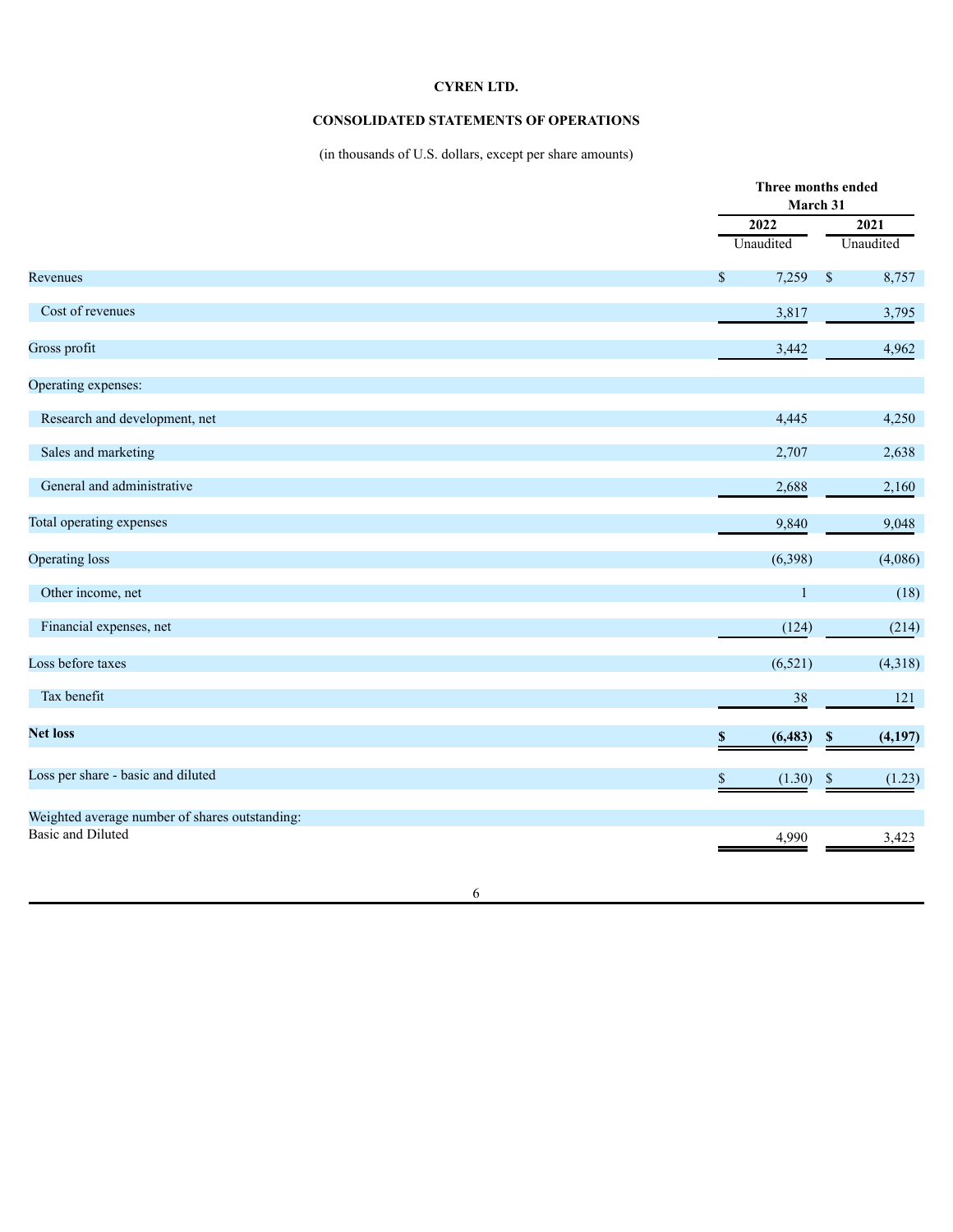**CYREN LTD.**

**CONSOLIDATED STATEMENTS OF OPERATIONS**

(in thousands of U.S. dollars, except per share amounts)

| | Three months ended March 31 | |
|---|---|---|
| | **2022** | **2021** |
| | Unaudited | Unaudited |
| Revenues | $ 7,259 | $ 8,757 |
| Cost of revenues | 3,817 | 3,795 |
| Gross profit | 3,442 | 4,962 |
| Operating expenses: | | |
| Research and development, net | 4,445 | 4,250 |
| Sales and marketing | 2,707 | 2,638 |
| General and administrative | 2,688 | 2,160 |
| Total operating expenses | 9,840 | 9,048 |
| Operating loss | (6,398) | (4,086) |
| Other income, net | 1 | (18) |
| Financial expenses, net | (124) | (214) |
| Loss before taxes | (6,521) | (4,318) |
| Tax benefit | 38 | 121 |
| **Net loss** | **$ (6,483)** | **$ (4,197)** |
| Loss per share - basic and diluted | $ (1.30) | $ (1.23) |
| Weighted average number of shares outstanding: | | |
| Basic and Diluted | 4,990 | 3,423 |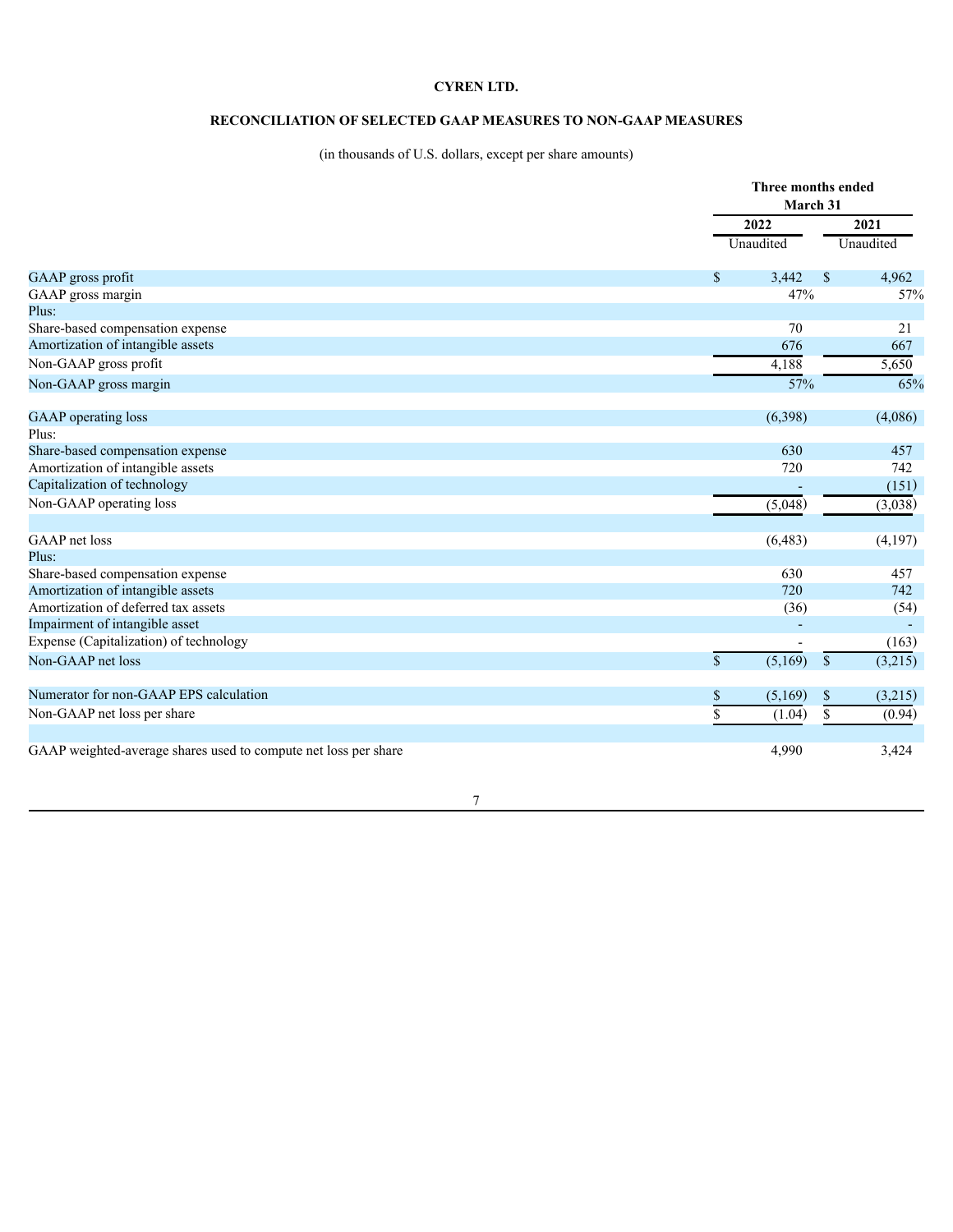**CYREN LTD.**

**RECONCILIATION OF SELECTED GAAP MEASURES TO NON-GAAP MEASURES**

(in thousands of U.S. dollars, except per share amounts)

| | Three months ended March 31 | |
|---|---|---|
| | 2022 | 2021 |
| | Unaudited | Unaudited |
| GAAP gross profit | $ 3,442 | $ 4,962 |
| GAAP gross margin | 47% | 57% |
| Plus: | | |
| Share-based compensation expense | 70 | 21 |
| Amortization of intangible assets | 676 | 667 |
| Non-GAAP gross profit | 4,188 | 5,650 |
| Non-GAAP gross margin | 57% | 65% |
| | | |
| GAAP operating loss | (6,398) | (4,086) |
| Plus: | | |
| Share-based compensation expense | 630 | 457 |
| Amortization of intangible assets | 720 | 742 |
| Capitalization of technology | - | (151) |
| Non-GAAP operating loss | (5,048) | (3,038) |
| | | |
| GAAP net loss | (6,483) | (4,197) |
| Plus: | | |
| Share-based compensation expense | 630 | 457 |
| Amortization of intangible assets | 720 | 742 |
| Amortization of deferred tax assets | (36) | (54) |
| Impairment of intangible asset | - | - |
| Expense (Capitalization) of technology | - | (163) |
| Non-GAAP net loss | $ (5,169) | $ (3,215) |
| | | |
| Numerator for non-GAAP EPS calculation | $ (5,169) | $ (3,215) |
| Non-GAAP net loss per share | $ (1.04) | $ (0.94) |
| | | |
| GAAP weighted-average shares used to compute net loss per share | 4,990 | 3,424 |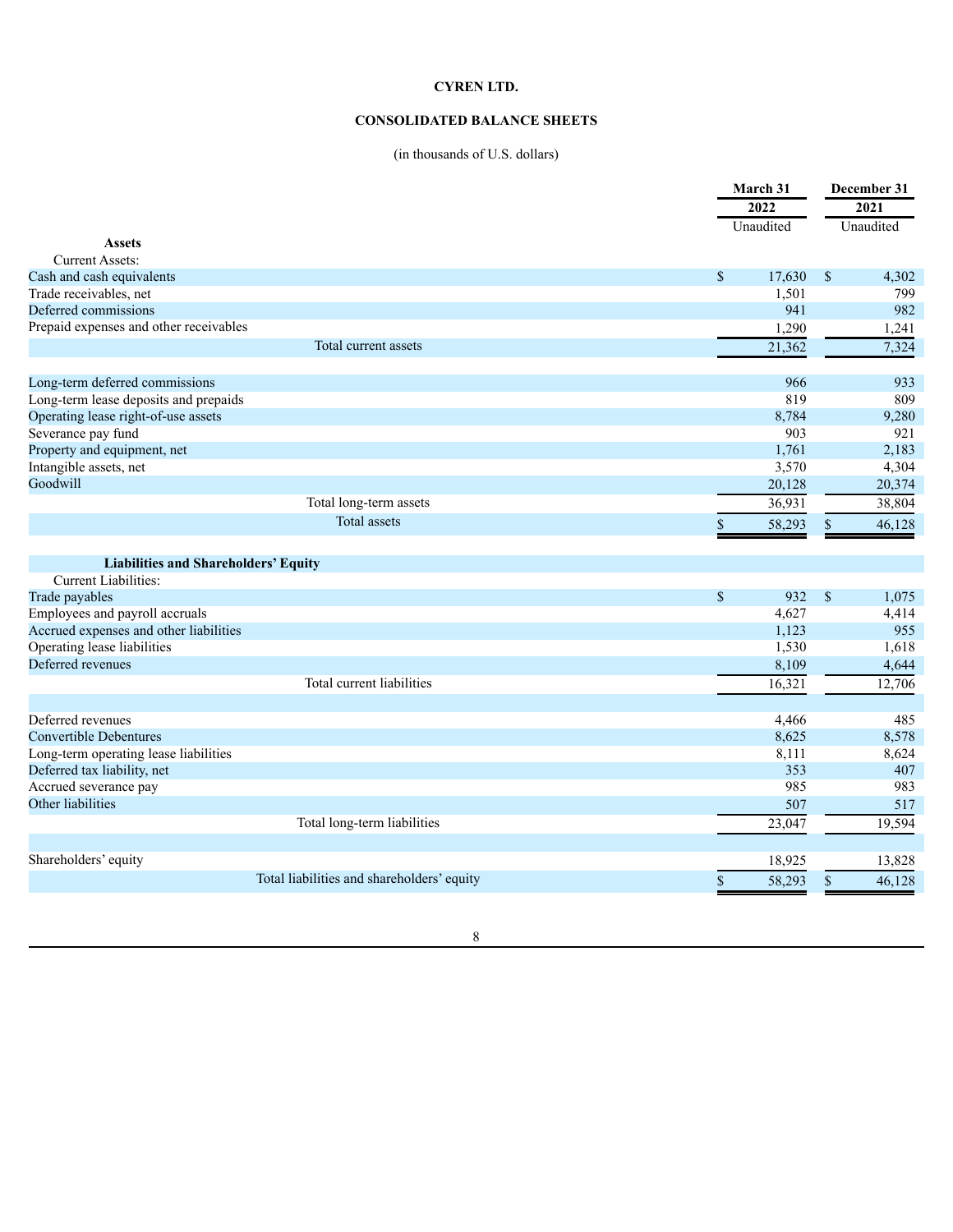**CYREN LTD.**

**CONSOLIDATED BALANCE SHEETS**

(in thousands of U.S. dollars)

| | March 31 | December 31 |
|---|---|---|
| | 2022 | 2021 |
| | Unaudited | Unaudited |
| **Assets** | | |
| Current Assets: | | |
| Cash and cash equivalents | $ 17,630 | $ 4,302 |
| Trade receivables, net | 1,501 | 799 |
| Deferred commissions | 941 | 982 |
| Prepaid expenses and other receivables | 1,290 | 1,241 |
| Total current assets | 21,362 | 7,324 |
| | | |
| Long-term deferred commissions | 966 | 933 |
| Long-term lease deposits and prepaids | 819 | 809 |
| Operating lease right-of-use assets | 8,784 | 9,280 |
| Severance pay fund | 903 | 921 |
| Property and equipment, net | 1,761 | 2,183 |
| Intangible assets, net | 3,570 | 4,304 |
| Goodwill | 20,128 | 20,374 |
| Total long-term assets | 36,931 | 38,804 |
| Total assets | $ 58,293 | $ 46,128 |
| | | |
| **Liabilities and Shareholders' Equity** | | |
| Current Liabilities: | | |
| Trade payables | $ 932 | $ 1,075 |
| Employees and payroll accruals | 4,627 | 4,414 |
| Accrued expenses and other liabilities | 1,123 | 955 |
| Operating lease liabilities | 1,530 | 1,618 |
| Deferred revenues | 8,109 | 4,644 |
| Total current liabilities | 16,321 | 12,706 |
| | | |
| Deferred revenues | 4,466 | 485 |
| Convertible Debentures | 8,625 | 8,578 |
| Long-term operating lease liabilities | 8,111 | 8,624 |
| Deferred tax liability, net | 353 | 407 |
| Accrued severance pay | 985 | 983 |
| Other liabilities | 507 | 517 |
| Total long-term liabilities | 23,047 | 19,594 |
| | | |
| Shareholders' equity | 18,925 | 13,828 |
| Total liabilities and shareholders' equity | $ 58,293 | $ 46,128 |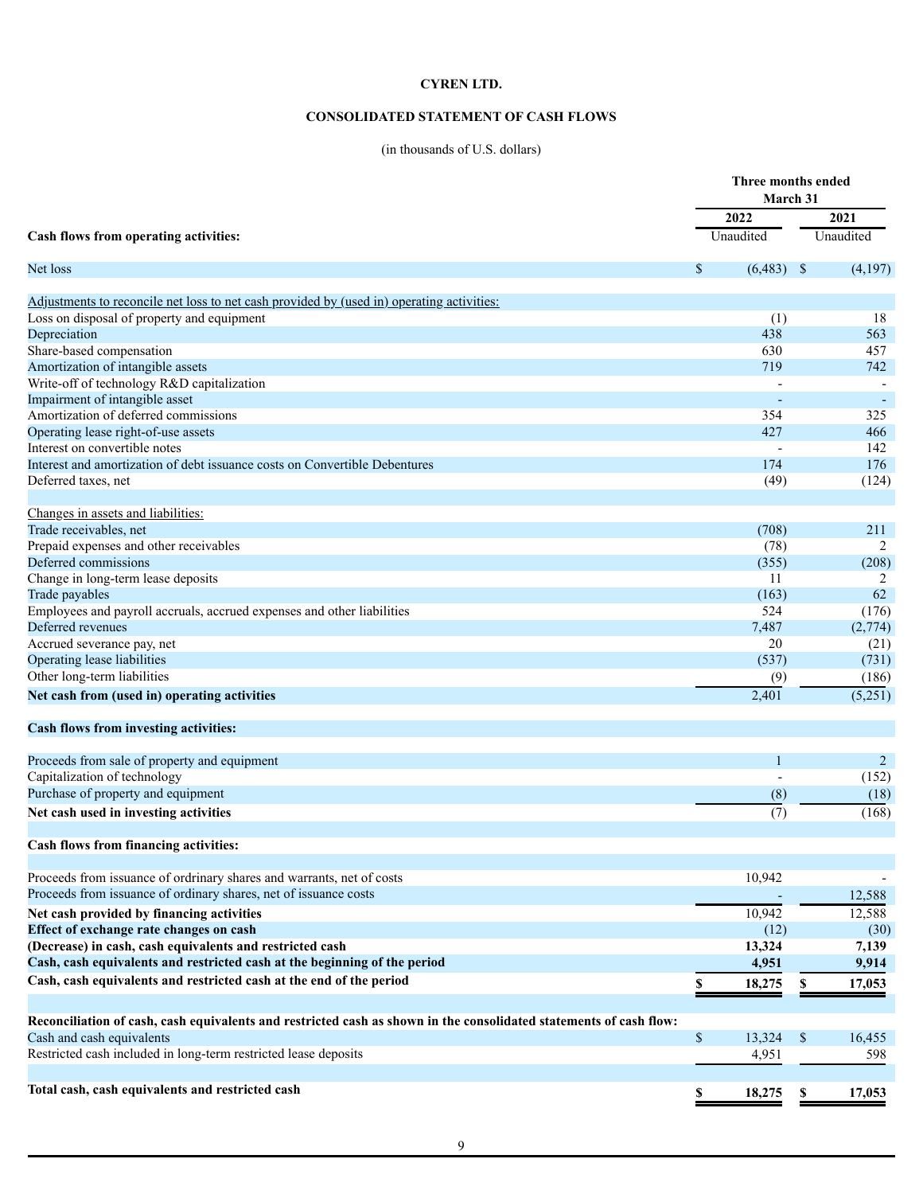**CYREN LTD.**

**CONSOLIDATED STATEMENT OF CASH FLOWS**

(in thousands of U.S. dollars)

| | Three months ended March 31 | |
|---|---|---|
| | **2022** | **2021** |
| **Cash flows from operating activities:** | Unaudited | Unaudited |
| Net loss | $ (6,483) | $ (4,197) |
| Adjustments to reconcile net loss to net cash provided by (used in) operating activities: | | |
| Loss on disposal of property and equipment | (1) | 18 |
| Depreciation | 438 | 563 |
| Share-based compensation | 630 | 457 |
| Amortization of intangible assets | 719 | 742 |
| Write-off of technology R&D capitalization | - | - |
| Impairment of intangible asset | - | - |
| Amortization of deferred commissions | 354 | 325 |
| Operating lease right-of-use assets | 427 | 466 |
| Interest on convertible notes | - | 142 |
| Interest and amortization of debt issuance costs on Convertible Debentures | 174 | 176 |
| Deferred taxes, net | (49) | (124) |
| Changes in assets and liabilities: | | |
| Trade receivables, net | (708) | 211 |
| Prepaid expenses and other receivables | (78) | 2 |
| Deferred commissions | (355) | (208) |
| Change in long-term lease deposits | 11 | 2 |
| Trade payables | (163) | 62 |
| Employees and payroll accruals, accrued expenses and other liabilities | 524 | (176) |
| Deferred revenues | 7,487 | (2,774) |
| Accrued severance pay, net | 20 | (21) |
| Operating lease liabilities | (537) | (731) |
| Other long-term liabilities | (9) | (186) |
| **Net cash from (used in) operating activities** | 2,401 | (5,251) |
| **Cash flows from investing activities:** | | |
| Proceeds from sale of property and equipment | 1 | 2 |
| Capitalization of technology | - | (152) |
| Purchase of property and equipment | (8) | (18) |
| **Net cash used in investing activities** | (7) | (168) |
| **Cash flows from financing activities:** | | |
| Proceeds from issuance of ordrinary shares and warrants, net of costs | 10,942 | - |
| Proceeds from issuance of ordinary shares, net of issuance costs | - | 12,588 |
| **Net cash provided by financing activities** | 10,942 | 12,588 |
| **Effect of exchange rate changes on cash** | (12) | (30) |
| **(Decrease) in cash, cash equivalents and restricted cash** | **13,324** | **7,139** |
| **Cash, cash equivalents and restricted cash at the beginning of the period** | **4,951** | **9,914** |
| **Cash, cash equivalents and restricted cash at the end of the period** | **$ 18,275** | **$ 17,053** |
| **Reconciliation of cash, cash equivalents and restricted cash as shown in the consolidated statements of cash flow:** | | |
| Cash and cash equivalents | $ 13,324 | $ 16,455 |
| Restricted cash included in long-term restricted lease deposits | 4,951 | 598 |
| **Total cash, cash equivalents and restricted cash** | **$ 18,275** | **$ 17,053** |